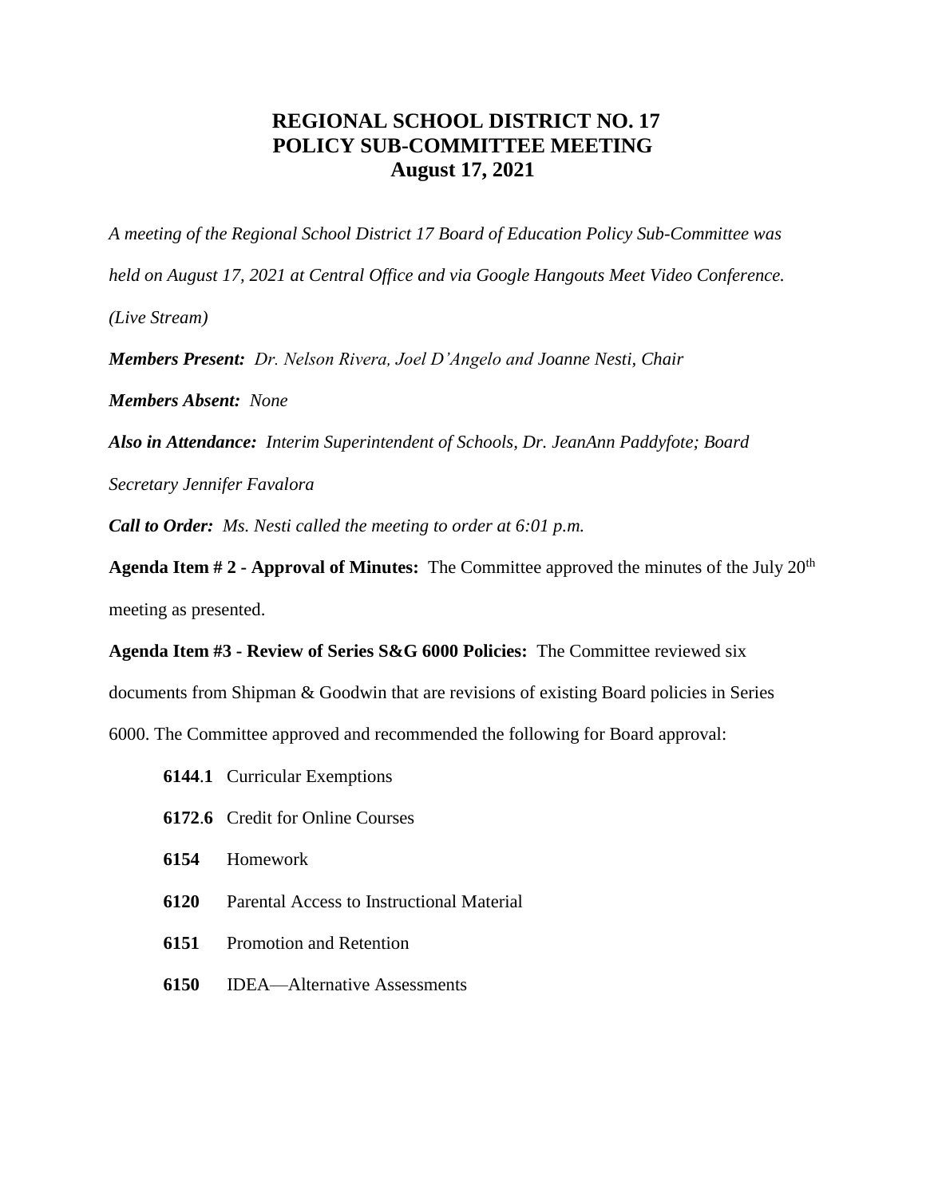# REGIONAL SCHOOL DISTRICT NO. 17
## POLICY SUB-COMMITTEE MEETING
### August 17, 2021

*A meeting of the Regional School District 17 Board of Education Policy Sub-Committee was held on August 17, 2021 at Central Office and via Google Hangouts Meet Video Conference. (Live Stream)*

***Members Present:*** *Dr. Nelson Rivera, Joel D'Angelo and Joanne Nesti, Chair*

***Members Absent:*** *None*

***Also in Attendance:*** *Interim Superintendent of Schools, Dr. JeanAnn Paddyfote; Board Secretary Jennifer Favalora*

***Call to Order:*** *Ms. Nesti called the meeting to order at 6:01 p.m.*

**Agenda Item # 2 - Approval of Minutes:** The Committee approved the minutes of the July 20th meeting as presented.

**Agenda Item #3 - Review of Series S&G 6000 Policies:** The Committee reviewed six documents from Shipman & Goodwin that are revisions of existing Board policies in Series 6000. The Committee approved and recommended the following for Board approval:

- **6144.1** Curricular Exemptions
- **6172.6** Credit for Online Courses
- **6154** Homework
- **6120** Parental Access to Instructional Material
- **6151** Promotion and Retention
- **6150** IDEA—Alternative Assessments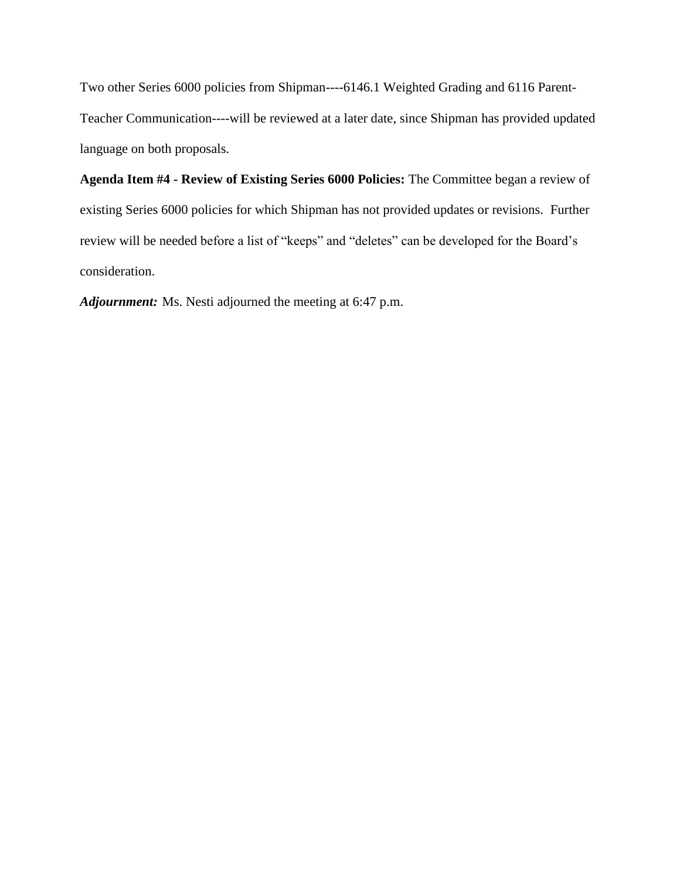Two other Series 6000 policies from Shipman----6146.1 Weighted Grading and 6116 Parent-Teacher Communication----will be reviewed at a later date, since Shipman has provided updated language on both proposals.

**Agenda Item #4 - Review of Existing Series 6000 Policies:** The Committee began a review of existing Series 6000 policies for which Shipman has not provided updates or revisions. Further review will be needed before a list of "keeps" and "deletes" can be developed for the Board's consideration.

***Adjournment:*** Ms. Nesti adjourned the meeting at 6:47 p.m.